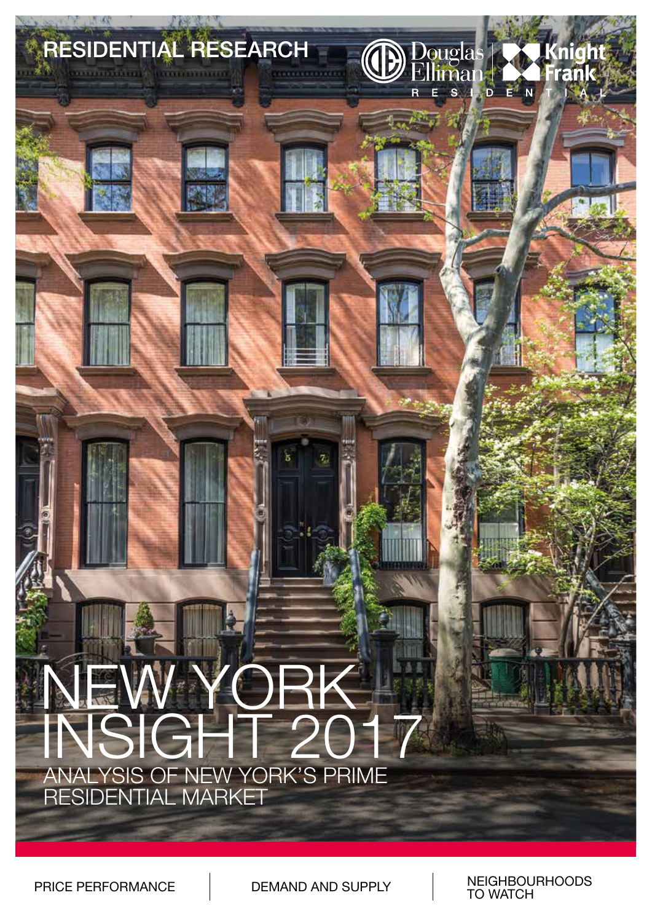RESIDENTIAL RESEARCH

Douglas Elliman | Knight Frank

RESIDENTIAL

# NEW YORK INSIGHT 2017

## ANALYSIS OF NEW YORK'S PRIME RESIDENTIAL MARKET

PRICE PERFORMANCE

DEMAND AND SUPPLY

NEIGHBOURHOODS TO WATCH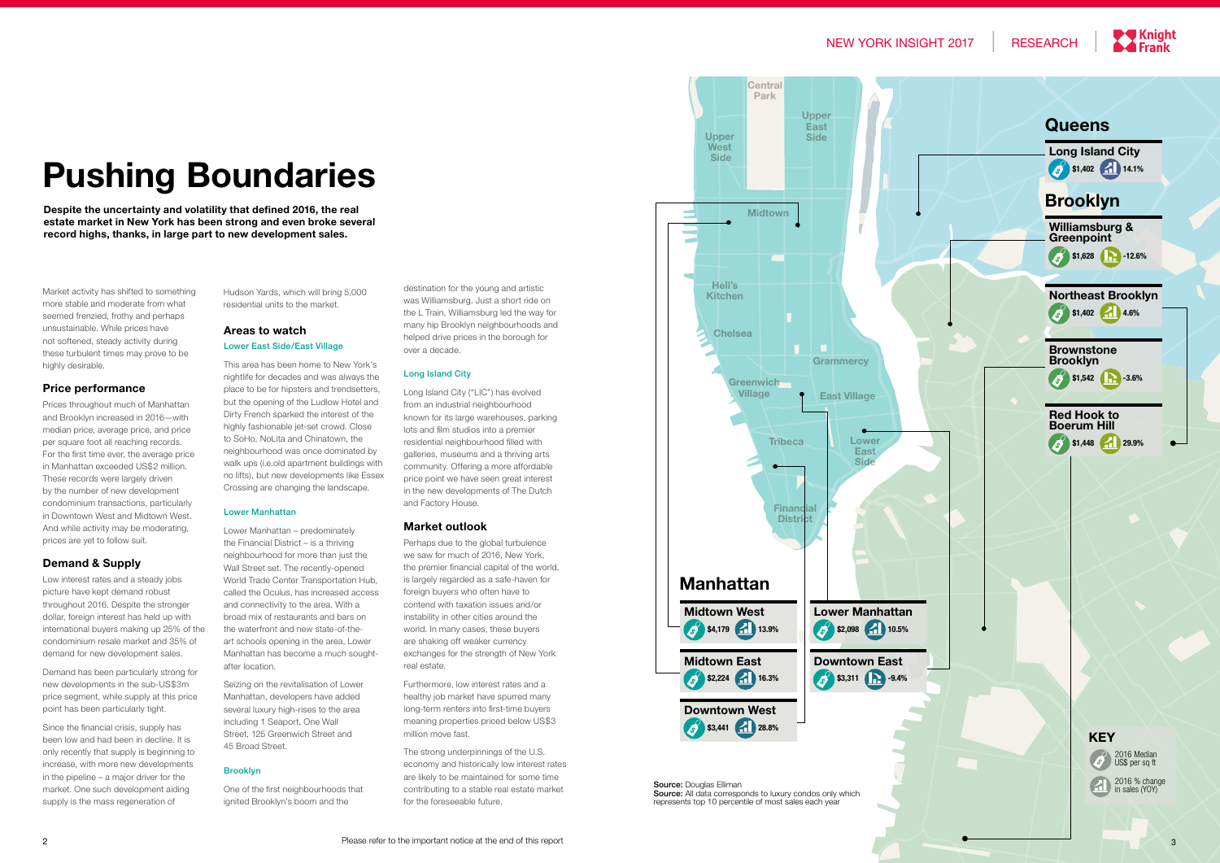# Pushing Boundaries

**Despite the uncertainty and volatility that defined 2016, the real estate market in New York has been strong and even broke several record highs, thanks, in large part to new development sales.**

Market activity has shifted to something more stable and moderate from what seemed frenzied, frothy and perhaps unsustainable. While prices have not softened, steady activity during these turbulent times may prove to be highly desirable.

## Price performance

Prices throughout much of Manhattan and Brooklyn increased in 2016—with median price, average price, and price per square foot all reaching records. For the first time ever, the average price in Manhattan exceeded US$2 million. These records were largely driven by the number of new development condominium transactions, particularly in Downtown West and Midtown West. And while activity may be moderating, prices are yet to follow suit.

## Demand & Supply

Low interest rates and a steady jobs picture have kept demand robust throughout 2016. Despite the stronger dollar, foreign interest has held up with international buyers making up 25% of the condominium resale market and 35% of demand for new development sales.

Demand has been particularly strong for new developments in the sub-US$3m price segment, while supply at this price point has been particularly tight.

Since the financial crisis, supply has been low and had been in decline. It is only recently that supply is beginning to increase, with more new developments in the pipeline – a major driver for the market. One such development aiding supply is the mass regeneration of Hudson Yards, which will bring 5,000 residential units to the market.

## Areas to watch

### Lower East Side/East Village

This area has been home to New York's nightlife for decades and was always the place to be for hipsters and trendsetters, but the opening of the Ludlow Hotel and Dirty French sparked the interest of the highly fashionable jet-set crowd. Close to SoHo, NoLita and Chinatown, the neighbourhood was once dominated by walk ups (i.e.old apartment buildings with no lifts), but new developments like Essex Crossing are changing the landscape.

### Lower Manhattan

Lower Manhattan – predominately the Financial District – is a thriving neighbourhood for more than just the Wall Street set. The recently-opened World Trade Center Transportation Hub, called the Oculus, has increased access and connectivity to the area. With a broad mix of restaurants and bars on the waterfront and new state-of-the-art schools opening in the area, Lower Manhattan has become a much sought-after location.

Seizing on the revitalisation of Lower Manhattan, developers have added several luxury high-rises to the area including 1 Seaport, One Wall Street, 125 Greenwich Street and 45 Broad Street.

### Brooklyn

One of the first neighbourhoods that ignited Brooklyn's boom and the destination for the young and artistic was Williamsburg. Just a short ride on the L Train, Williamsburg led the way for many hip Brooklyn neighbourhoods and helped drive prices in the borough for over a decade.

### Long Island City

Long Island City ("LIC") has evolved from an industrial neighbourhood known for its large warehouses, parking lots and film studios into a premier residential neighbourhood filled with galleries, museums and a thriving arts community. Offering a more affordable price point we have seen great interest in the new developments of The Dutch and Factory House.

## Market outlook

Perhaps due to the global turbulence we saw for much of 2016, New York, the premier financial capital of the world, is largely regarded as a safe-haven for foreign buyers who often have to contend with taxation issues and/or instability in other cities around the world. In many cases, these buyers are shaking off weaker currency exchanges for the strength of New York real estate.

Furthermore, low interest rates and a healthy job market have spurred many long-term renters into first-time buyers meaning properties priced below US$3 million move fast.

The strong underpinnings of the U.S. economy and historically low interest rates are likely to be maintained for some time contributing to a stable real estate market for the foreseeable future.

| Borough | Area | 2016 Median US$ per sq ft | 2016 % change in sales (YOY) |
|---|---|---|---|
| Queens | Long Island City | $1,402 | 14.1% |
| Brooklyn | Williamsburg & Greenpoint | $1,628 | -12.6% |
| Brooklyn | Northeast Brooklyn | $1,402 | 4.6% |
| Brooklyn | Brownstone Brooklyn | $1,542 | -3.6% |
| Brooklyn | Red Hook to Boerum Hill | $1,448 | 29.9% |
| Manhattan | Midtown West | $4,179 | 13.9% |
| Manhattan | Midtown East | $2,224 | 16.3% |
| Manhattan | Downtown West | $3,441 | 28.8% |
| Manhattan | Lower Manhattan | $2,098 | 10.5% |
| Manhattan | Downtown East | $3,311 | -9.4% |

**Source:** Douglas Elliman
**Source:** All data corresponds to luxury condos only which represents top 10 percentile of most sales each year

Please refer to the important notice at the end of this report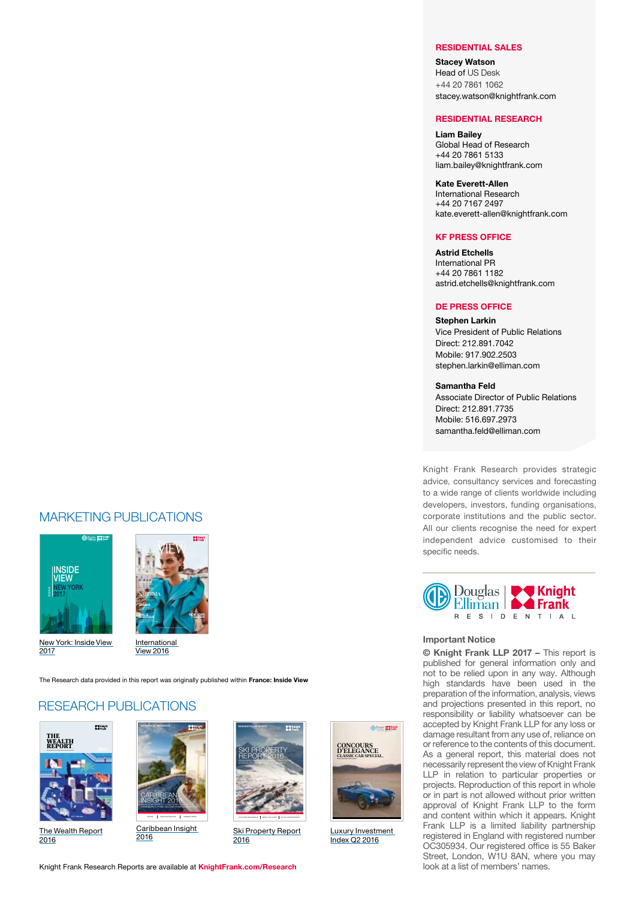## RESIDENTIAL SALES

**Stacey Watson**
Head of US Desk
+44 20 7861 1062
stacey.watson@knightfrank.com

## RESIDENTIAL RESEARCH

**Liam Bailey**
Global Head of Research
+44 20 7861 5133
liam.bailey@knightfrank.com

**Kate Everett-Allen**
International Research
+44 20 7167 2497
kate.everett-allen@knightfrank.com

## KF PRESS OFFICE

**Astrid Etchells**
International PR
+44 20 7861 1182
astrid.etchells@knightfrank.com

## DE PRESS OFFICE

**Stephen Larkin**
Vice President of Public Relations
Direct: 212.891.7042
Mobile: 917.902.2503
stephen.larkin@elliman.com

**Samantha Feld**
Associate Director of Public Relations
Direct: 212.891.7735
Mobile: 516.697.2973
samantha.feld@elliman.com

## MARKETING PUBLICATIONS

New York: Inside View 2017

International View 2016

The Research data provided in this report was originally published within **France: Inside View**

## RESEARCH PUBLICATIONS

The Wealth Report 2016

Caribbean Insight 2016

Ski Property Report 2016

Luxury Investment Index Q2 2016

Knight Frank Research Reports are available at **KnightFrank.com/Research**

Knight Frank Research provides strategic advice, consultancy services and forecasting to a wide range of clients worldwide including developers, investors, funding organisations, corporate institutions and the public sector. All our clients recognise the need for expert independent advice customised to their specific needs.

Douglas Elliman | Knight Frank
RESIDENTIAL

**Important Notice**

**© Knight Frank LLP 2017 –** This report is published for general information only and not to be relied upon in any way. Although high standards have been used in the preparation of the information, analysis, views and projections presented in this report, no responsibility or liability whatsoever can be accepted by Knight Frank LLP for any loss or damage resultant from any use of, reliance on or reference to the contents of this document. As a general report, this material does not necessarily represent the view of Knight Frank LLP in relation to particular properties or projects. Reproduction of this report in whole or in part is not allowed without prior written approval of Knight Frank LLP to the form and content within which it appears. Knight Frank LLP is a limited liability partnership registered in England with registered number OC305934. Our registered office is 55 Baker Street, London, W1U 8AN, where you may look at a list of members' names.